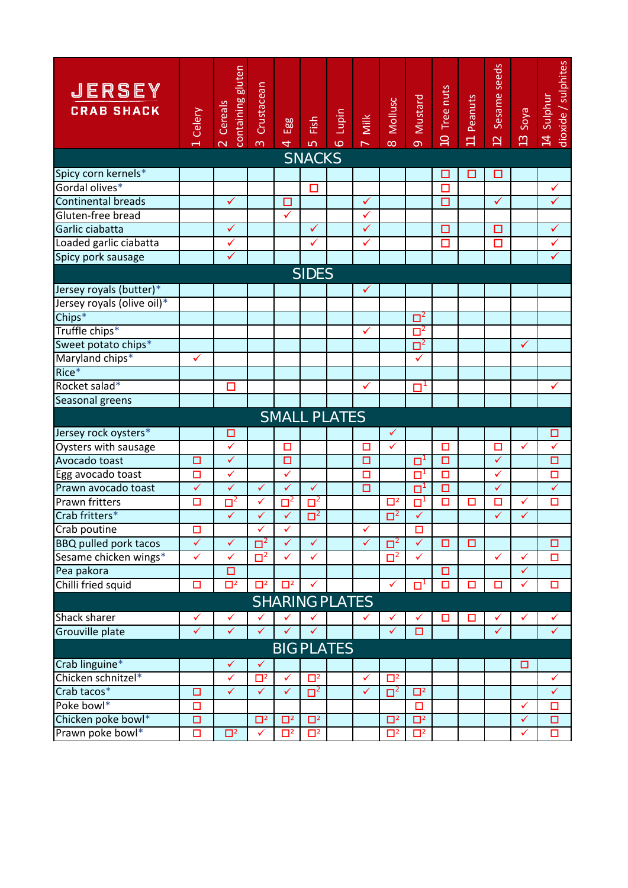| **JERSEY CRAB SHACK** | 1 Celery | 2 Cereals containing gluten | 3 Crustacean | 4 Egg | 5 Fish | 6 Lupin | 7 Milk | 8 Mollusc | 9 Mustard | 10 Tree nuts | 11 Peanuts | 12 Sesame seeds | 13 Soya | 14 Sulphur dioxide / sulphites |
|---|---|---|---|---|---|---|---|---|---|---|---|---|---|---|
| **SNACKS** | | | | | | | | | | | | | | |
| Spicy corn kernels* | | | | | | | | | | ☐ | ☐ | ☐ | | |
| Gordal olives* | | | | | ☐ | | | | | ☐ | | | | ✓ |
| Continental breads | | ✓ | | ☐ | | | ✓ | | | ☐ | | ✓ | | ✓ |
| Gluten-free bread | | | | ✓ | | | ✓ | | | | | | | |
| Garlic ciabatta | | ✓ | | | ✓ | | ✓ | | | ☐ | | ☐ | | ✓ |
| Loaded garlic ciabatta | | ✓ | | | ✓ | | ✓ | | | ☐ | | ☐ | | ✓ |
| Spicy pork sausage | | ✓ | | | | | | | | | | | | ✓ |
| **SIDES** | | | | | | | | | | | | | | |
| Jersey royals (butter)* | | | | | | | ✓ | | | | | | | |
| Jersey royals (olive oil)* | | | | | | | | | | | | | | |
| Chips* | | | | | | | | | ☐[2] | | | | | |
| Truffle chips* | | | | | | | ✓ | | ☐[2] | | | | | |
| Sweet potato chips* | | | | | | | | | ☐[2] | | | | ✓ | |
| Maryland chips* | ✓ | | | | | | | | ✓ | | | | | |
| Rice* | | | | | | | | | | | | | | |
| Rocket salad* | | ☐ | | | | | ✓ | | ☐[1] | | | | | ✓ |
| Seasonal greens | | | | | | | | | | | | | | |
| **SMALL PLATES** | | | | | | | | | | | | | | |
| Jersey rock oysters* | | ☐ | | | | | | ✓ | | | | | | ☐ |
| Oysters with sausage | | ✓ | | ☐ | | | ☐ | ✓ | | ☐ | | ☐ | ✓ | ✓ |
| Avocado toast | ☐ | ✓ | | ☐ | | | ☐ | | ☐[1] | ☐ | | ✓ | | ☐ |
| Egg avocado toast | ☐ | ✓ | | ✓ | | | ☐ | | ☐[1] | ☐ | | ✓ | | ☐ |
| Prawn avocado toast | ✓ | ✓ | ✓ | ✓ | ✓ | | ☐ | | ☐[1] | ☐ | | ✓ | | ✓ |
| Prawn fritters | ☐ | ☐[2] | ✓ | ☐[2] | ☐[2] | | | ☐[2] | ☐[1] | ☐ | ☐ | ☐ | ✓ | ☐ |
| Crab fritters* | | ✓ | ✓ | ✓ | ☐[2] | | | ☐[2] | ✓ | | | ✓ | ✓ | |
| Crab poutine | ☐ | | ✓ | ✓ | | | ✓ | | ☐ | | | | | |
| BBQ pulled pork tacos | ✓ | ✓ | ☐[2] | ✓ | ✓ | | ✓ | ☐[2] | ✓ | ☐ | ☐ | | | ☐ |
| Sesame chicken wings* | ✓ | ✓ | ☐[2] | ✓ | ✓ | | | ☐[2] | ✓ | | | ✓ | ✓ | ☐ |
| Pea pakora | | ☐ | | | | | | | | ☐ | | | ✓ | |
| Chilli fried squid | ☐ | ☐[2] | ☐[2] | ☐[2] | ✓ | | | ✓ | ☐[1] | ☐ | ☐ | ☐ | ✓ | ☐ |
| **SHARING PLATES** | | | | | | | | | | | | | | |
| Shack sharer | ✓ | ✓ | ✓ | ✓ | ✓ | | ✓ | ✓ | ✓ | ☐ | ☐ | ✓ | ✓ | ✓ |
| Grouville plate | ✓ | ✓ | ✓ | ✓ | ✓ | | | ✓ | ☐ | | | ✓ | | ✓ |
| **BIG PLATES** | | | | | | | | | | | | | | |
| Crab linguine* | | ✓ | ✓ | | | | | | | | | | ☐ | |
| Chicken schnitzel* | | ✓ | ☐[2] | ✓ | ☐[2] | | ✓ | ☐[2] | | | | | | ✓ |
| Crab tacos* | ☐ | ✓ | ✓ | ✓ | ☐[2] | | ✓ | ☐[2] | ☐[2] | | | | | ✓ |
| Poke bowl* | ☐ | | | | | | | | ☐ | | | | ✓ | ☐ |
| Chicken poke bowl* | ☐ | | ☐[2] | ☐[2] | ☐[2] | | | ☐[2] | ☐[2] | | | | ✓ | ☐ |
| Prawn poke bowl* | ☐ | ☐[2] | ✓ | ☐[2] | ☐[2] | | | ☐[2] | ☐[2] | | | | ✓ | ☐ |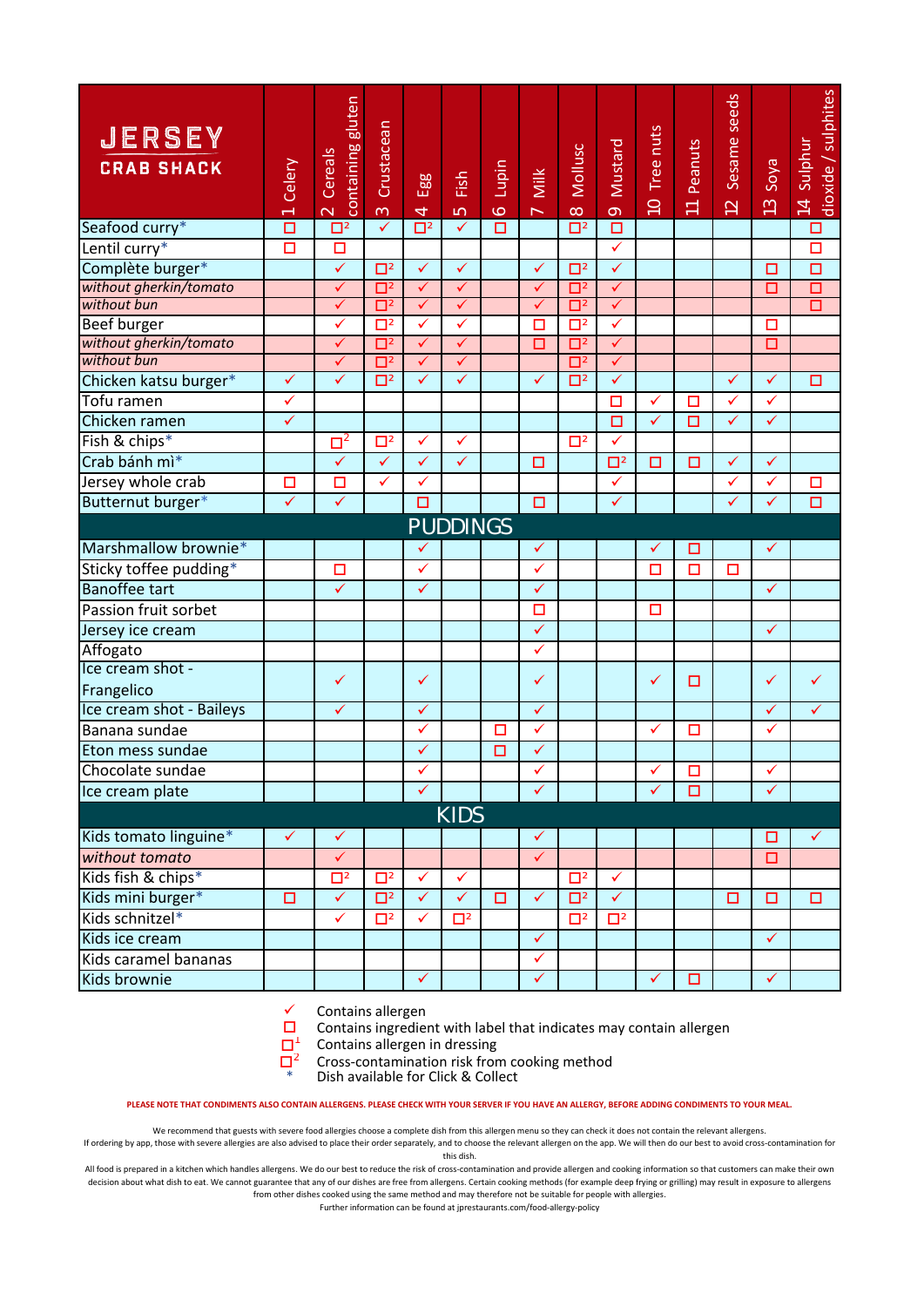# JERSEY CRAB SHACK

| | 1 Celery | 2 Cereals containing gluten | 3 Crustacean | 4 Egg | 5 Fish | 6 Lupin | 7 Milk | 8 Mollusc | 9 Mustard | 10 Tree nuts | 11 Peanuts | 12 Sesame seeds | 13 Soya | 14 Sulphur dioxide / sulphites |
|---|---|---|---|---|---|---|---|---|---|---|---|---|---|---|
| Seafood curry* | ☐ | ☐2 | ✓ | ☐2 | ✓ | ☐ | | ☐2 | ☐ | | | | | ☐ |
| Lentil curry* | ☐ | ☐ | | | | | | | ✓ | | | | | ☐ |
| Complète burger* | | ✓ | ☐2 | ✓ | ✓ | | ✓ | ☐2 | ✓ | | | | ☐ | ☐ |
| *without gherkin/tomato* | | ✓ | ☐2 | ✓ | ✓ | | ✓ | ☐2 | ✓ | | | | ☐ | ☐ |
| *without bun* | | ✓ | ☐2 | ✓ | ✓ | | ✓ | ☐2 | ✓ | | | | | ☐ |
| Beef burger | | ✓ | ☐2 | ✓ | ✓ | | ☐ | ☐2 | ✓ | | | | ☐ | |
| *without gherkin/tomato* | | ✓ | ☐2 | ✓ | ✓ | | ☐ | ☐2 | ✓ | | | | ☐ | |
| *without bun* | | ✓ | ☐2 | ✓ | ✓ | | | ☐2 | ✓ | | | | | |
| Chicken katsu burger* | ✓ | ✓ | ☐2 | ✓ | ✓ | | ✓ | ☐2 | ✓ | | | ✓ | ✓ | ☐ |
| Tofu ramen | ✓ | | | | | | | | ☐ | ✓ | ☐ | ✓ | ✓ | |
| Chicken ramen | ✓ | | | | | | | | ☐ | ✓ | ☐ | ✓ | ✓ | |
| Fish & chips* | | ☐2 | ☐2 | ✓ | ✓ | | | ☐2 | ✓ | | | | | |
| Crab bánh mì* | | ✓ | ✓ | ✓ | ✓ | | ☐ | | ☐2 | ☐ | ☐ | ✓ | ✓ | |
| Jersey whole crab | ☐ | ☐ | ✓ | ✓ | | | | | ✓ | | | ✓ | ✓ | ☐ |
| Butternut burger* | ✓ | ✓ | | ☐ | | | ☐ | | ✓ | | | ✓ | ✓ | ☐ |
| **PUDDINGS** | | | | | | | | | | | | | | |
| Marshmallow brownie* | | | | ✓ | | | ✓ | | | ✓ | ☐ | | ✓ | |
| Sticky toffee pudding* | | ☐ | | ✓ | | | ✓ | | | ☐ | ☐ | ☐ | | |
| Banoffee tart | | ✓ | | ✓ | | | ✓ | | | | | | ✓ | |
| Passion fruit sorbet | | | | | | | ☐ | | | ☐ | | | | |
| Jersey ice cream | | | | | | | ✓ | | | | | | ✓ | |
| Affogato | | | | | | | ✓ | | | | | | | |
| Ice cream shot - Frangelico | | ✓ | | ✓ | | | ✓ | | | ✓ | ☐ | | ✓ | ✓ |
| Ice cream shot - Baileys | | ✓ | | ✓ | | | ✓ | | | | | | ✓ | ✓ |
| Banana sundae | | | | ✓ | | ☐ | ✓ | | | ✓ | ☐ | | ✓ | |
| Eton mess sundae | | | | ✓ | | ☐ | ✓ | | | | | | | |
| Chocolate sundae | | | | ✓ | | | ✓ | | | ✓ | ☐ | | ✓ | |
| Ice cream plate | | | | ✓ | | | ✓ | | | ✓ | ☐ | | ✓ | |
| **KIDS** | | | | | | | | | | | | | | |
| Kids tomato linguine* | ✓ | ✓ | | | | | ✓ | | | | | | ☐ | ✓ |
| *without tomato* | | ✓ | | | | | ✓ | | | | | | ☐ | |
| Kids fish & chips* | | ☐2 | ☐2 | ✓ | ✓ | | | ☐2 | ✓ | | | | | |
| Kids mini burger* | ☐ | ✓ | ☐2 | ✓ | ✓ | ☐ | ✓ | ☐2 | ✓ | | | ☐ | ☐ | ☐ |
| Kids schnitzel* | | ✓ | ☐2 | ✓ | ☐2 | | | ☐2 | ☐2 | | | | | |
| Kids ice cream | | | | | | | ✓ | | | | | | ✓ | |
| Kids caramel bananas | | | | | | | ✓ | | | | | | | |
| Kids brownie | | | | ✓ | | | ✓ | | | ✓ | ☐ | | ✓ | |

✓ Contains allergen
☐ Contains ingredient with label that indicates may contain allergen
☐1 Contains allergen in dressing
☐2 Cross-contamination risk from cooking method
* Dish available for Click & Collect

**PLEASE NOTE THAT CONDIMENTS ALSO CONTAIN ALLERGENS. PLEASE CHECK WITH YOUR SERVER IF YOU HAVE AN ALLERGY, BEFORE ADDING CONDIMENTS TO YOUR MEAL.**

We recommend that guests with severe food allergies choose a complete dish from this allergen menu so they can check it does not contain the relevant allergens.
If ordering by app, those with severe allergies are also advised to place their order separately, and to choose the relevant allergen on the app. We will then do our best to avoid cross-contamination for this dish.

All food is prepared in a kitchen which handles allergens. We do our best to reduce the risk of cross-contamination and provide allergen and cooking information so that customers can make their own decision about what dish to eat. We cannot guarantee that any of our dishes are free from allergens. Certain cooking methods (for example deep frying or grilling) may result in exposure to allergens from other dishes cooked using the same method and may therefore not be suitable for people with allergies.
Further information can be found at jprestaurants.com/food-allergy-policy